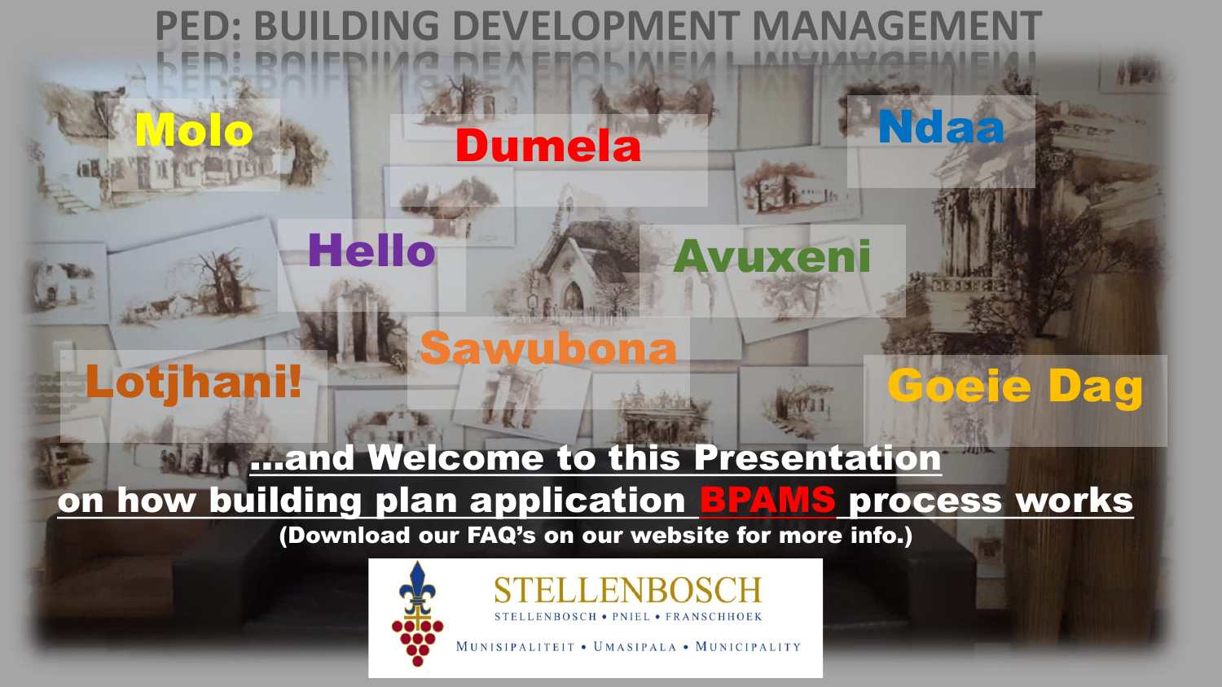# PED: BUILDING DEVELOPMENT MANAGEMENT

**Molo**

**Dumela**

**Ndaa**

**Hello**

**Avuxeni**

**Sawubona**

**Lotjhani!**

**Goeie Dag**

**...and Welcome to this Presentation on how building plan application BPAMS process works**

**(Download our FAQ's on our website for more info.)**

STELLENBOSCH

STELLENBOSCH • PNIEL • FRANSCHHOEK

MUNISIPALITEIT • UMASIPALA • MUNICIPALITY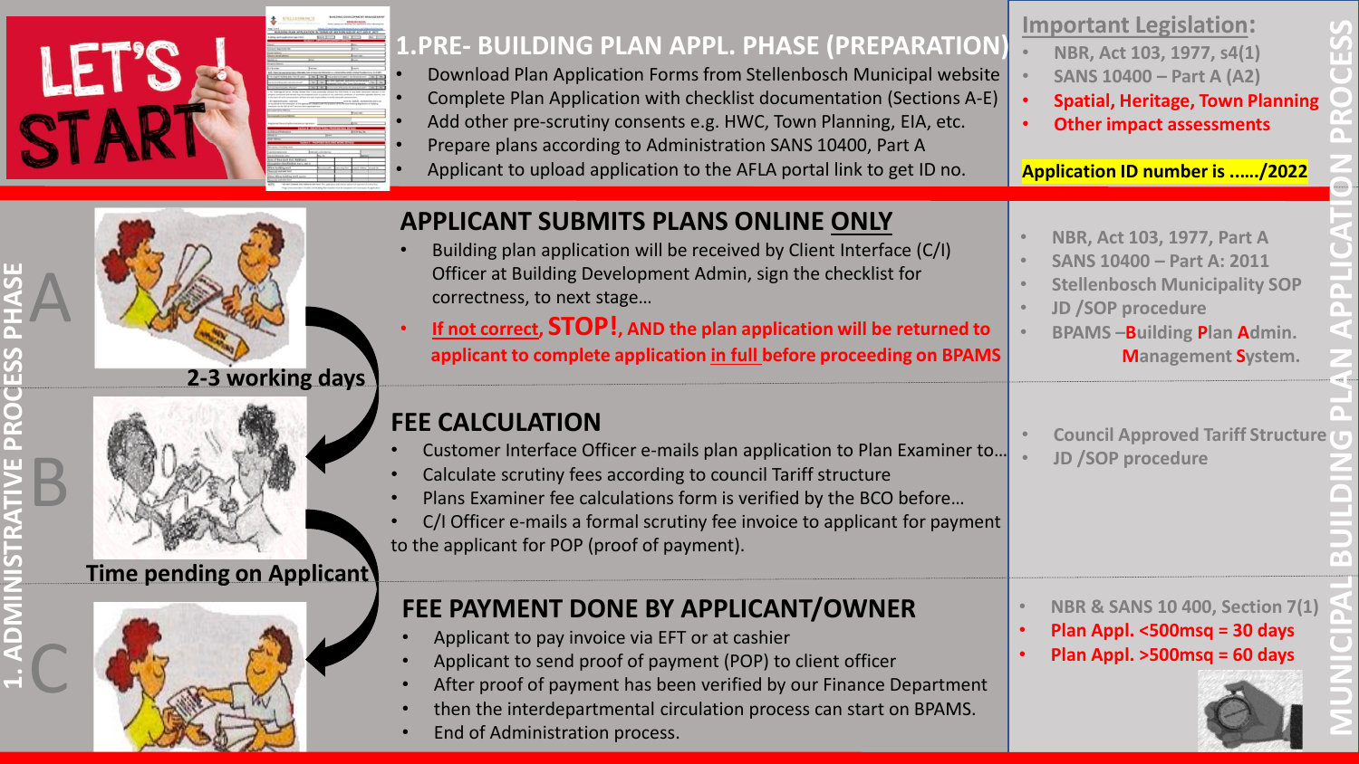# LET'S START

## 1.PRE- BUILDING PLAN APPL. PHASE (PREPARATION)

- Download Plan Application Forms from Stellenbosch Municipal website
- Complete Plan Application with checklist documentation (Sections A-E)
- Add other pre-scrutiny consents e.g. HWC, Town Planning, EIA, etc.
- Prepare plans according to Administration SANS 10400, Part A
- Applicant to upload application to the AFLA portal link to get ID no.

**Important Legislation:**

- NBR, Act 103, 1977, s4(1)
- SANS 10400 – Part A (A2)
- **Spatial, Heritage, Town Planning**
- **Other impact assessments**

**Application ID number is ....../2022**

# 1. ADMINISTRATIVE PROCESS PHASE

## A

### APPLICANT SUBMITS PLANS ONLINE ONLY

- Building plan application will be received by Client Interface (C/I) Officer at Building Development Admin, sign the checklist for correctness, to next stage…
- **If not correct, STOP!, AND the plan application will be returned to applicant to complete application in full before proceeding on BPAMS**

**2-3 working days**

- NBR, Act 103, 1977, Part A
- SANS 10400 – Part A: 2011
- Stellenbosch Municipality SOP
- JD /SOP procedure
- BPAMS –**B**uilding **P**lan **A**dmin. **M**anagement **S**ystem.

## B

### FEE CALCULATION

- Customer Interface Officer e-mails plan application to Plan Examiner to…
- Calculate scrutiny fees according to council Tariff structure
- Plans Examiner fee calculations form is verified by the BCO before…
- C/I Officer e-mails a formal scrutiny fee invoice to applicant for payment to the applicant for POP (proof of payment).

**Time pending on Applicant**

- Council Approved Tariff Structure
- JD /SOP procedure

## C

### FEE PAYMENT DONE BY APPLICANT/OWNER

- Applicant to pay invoice via EFT or at cashier
- Applicant to send proof of payment (POP) to client officer
- After proof of payment has been verified by our Finance Department
- then the interdepartmental circulation process can start on BPAMS.
- End of Administration process.

- NBR & SANS 10 400, Section 7(1)
- **Plan Appl. <500msq = 30 days**
- **Plan Appl. >500msq = 60 days**

MUNICIPAL BUILDING PLAN APPLICATION PROCESS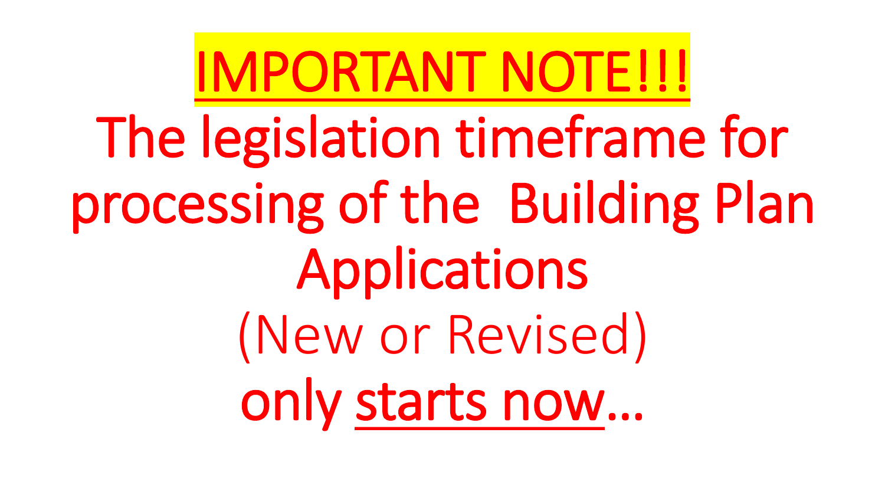# IMPORTANT NOTE!!!

**The legislation timeframe for processing of the Building Plan Applications**

(New or Revised)

**only starts now…**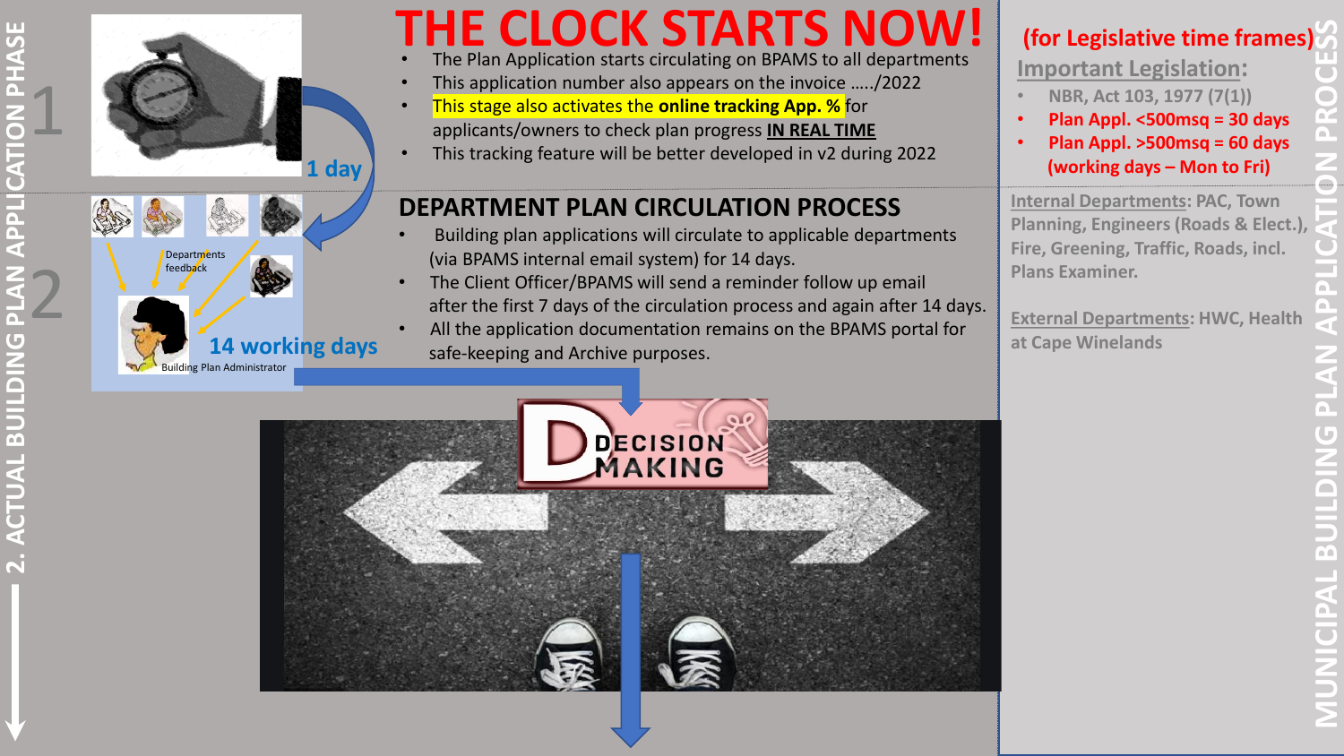# THE CLOCK STARTS NOW!

- The Plan Application starts circulating on BPAMS to all departments
- This application number also appears on the invoice …../2022
- This stage also activates the **online tracking App. %** for applicants/owners to check plan progress **IN REAL TIME**
- This tracking feature will be better developed in v2 during 2022

1 day

Departments feedback

Building Plan Administrator

14 working days

## DEPARTMENT PLAN CIRCULATION PROCESS

- Building plan applications will circulate to applicable departments (via BPAMS internal email system) for 14 days.
- The Client Officer/BPAMS will send a reminder follow up email after the first 7 days of the circulation process and again after 14 days.
- All the application documentation remains on the BPAMS portal for safe-keeping and Archive purposes.

DECISION MAKING

**(for Legislative time frames)**

**Important Legislation:**

- NBR, Act 103, 1977 (7(1))
- **Plan Appl. <500msq = 30 days**
- **Plan Appl. >500msq = 60 days (working days – Mon to Fri)**

**Internal Departments**: PAC, Town Planning, Engineers (Roads & Elect.), Fire, Greening, Traffic, Roads, incl. Plans Examiner.

**External Departments**: HWC, Health at Cape Winelands

2. ACTUAL BUILDING PLAN APPLICATION PHASE

MUNICIPAL BUILDING PLAN APPLICATION PROCESS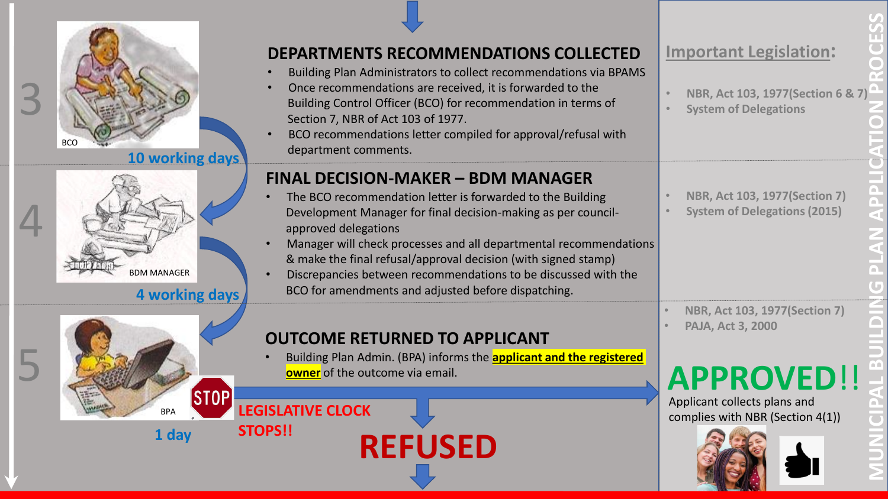# MUNICIPAL BUILDING PLAN APPLICATION PROCESS

## 3

BCO

**10 working days**

### DEPARTMENTS RECOMMENDATIONS COLLECTED

- Building Plan Administrators to collect recommendations via BPAMS
- Once recommendations are received, it is forwarded to the Building Control Officer (BCO) for recommendation in terms of Section 7, NBR of Act 103 of 1977.
- BCO recommendations letter compiled for approval/refusal with department comments.

**Important Legislation:**

- NBR, Act 103, 1977(Section 6 & 7)
- System of Delegations

## 4

BDM MANAGER

**4 working days**

### FINAL DECISION-MAKER – BDM MANAGER

- The BCO recommendation letter is forwarded to the Building Development Manager for final decision-making as per council-approved delegations
- Manager will check processes and all departmental recommendations & make the final refusal/approval decision (with signed stamp)
- Discrepancies between recommendations to be discussed with the BCO for amendments and adjusted before dispatching.

**Important Legislation:**

- NBR, Act 103, 1977(Section 7)
- System of Delegations (2015)

## 5

BPA

**1 day**

### OUTCOME RETURNED TO APPLICANT

- Building Plan Admin. (BPA) informs the **applicant and the registered owner** of the outcome via email.

**Important Legislation:**

- NBR, Act 103, 1977(Section 7)
- PAJA, Act 3, 2000

STOP **LEGISLATIVE CLOCK STOPS!!**

**REFUSED**

**APPROVED!!**

Applicant collects plans and complies with NBR (Section 4(1))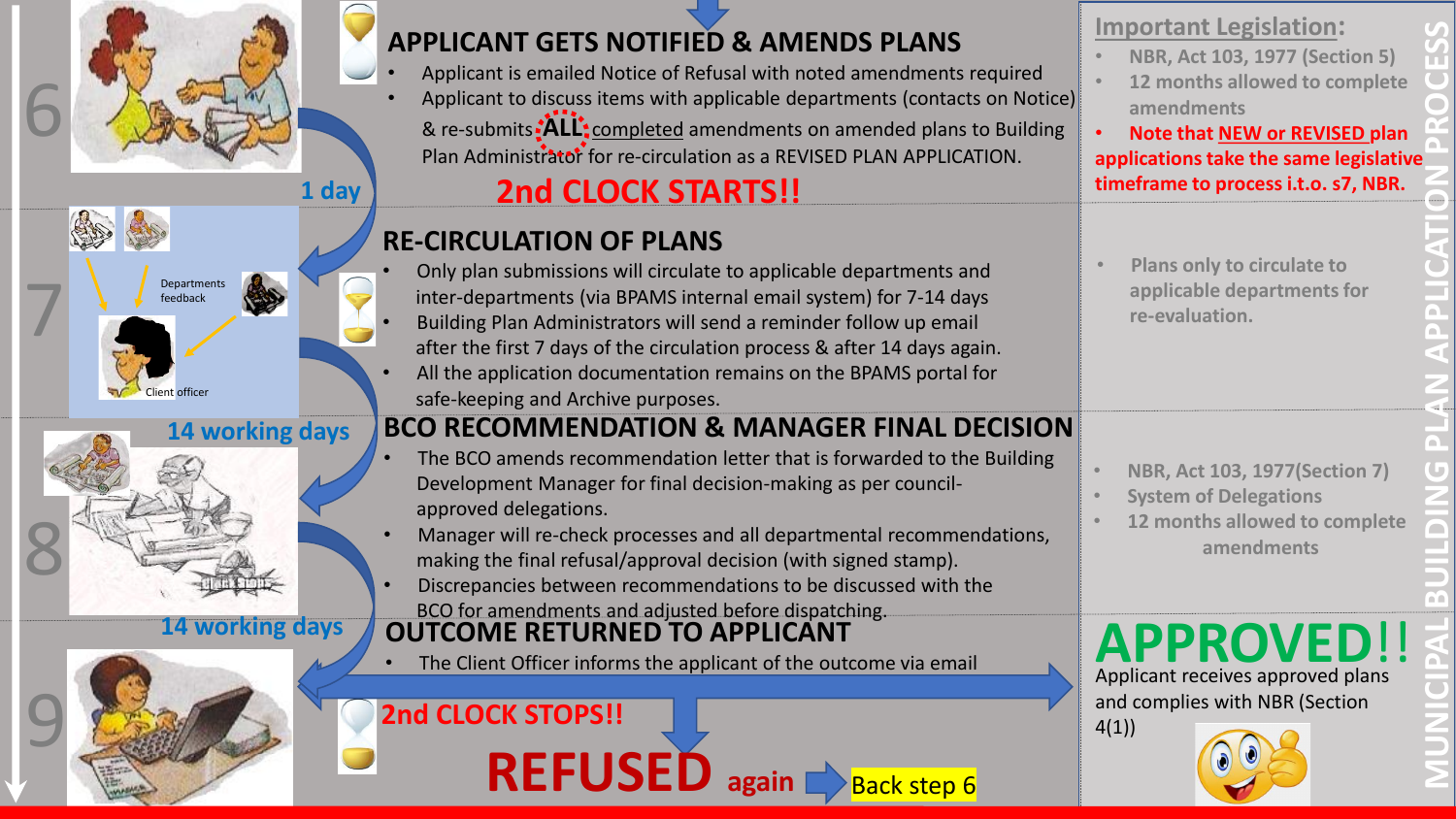# MUNICIPAL BUILDING PLAN APPLICATION PROCESS

## 6 — APPLICANT GETS NOTIFIED & AMENDS PLANS

- Applicant is emailed Notice of Refusal with noted amendments required
- Applicant to discuss items with applicable departments (contacts on Notice) & re-submits **ALL** completed amendments on amended plans to Building Plan Administrator for re-circulation as a REVISED PLAN APPLICATION.

**2nd CLOCK STARTS!!**

1 day

**Important Legislation:**

- NBR, Act 103, 1977 (Section 5)
- 12 months allowed to complete amendments
- **Note that NEW or REVISED plan applications take the same legislative timeframe to process i.t.o. s7, NBR.**

## 7 — RE-CIRCULATION OF PLANS

Departments feedback

Client officer

- Only plan submissions will circulate to applicable departments and inter-departments (via BPAMS internal email system) for 7-14 days
- Building Plan Administrators will send a reminder follow up email after the first 7 days of the circulation process & after 14 days again.
- All the application documentation remains on the BPAMS portal for safe-keeping and Archive purposes.

14 working days

- Plans only to circulate to applicable departments for re-evaluation.

## 8 — BCO RECOMMENDATION & MANAGER FINAL DECISION

- The BCO amends recommendation letter that is forwarded to the Building Development Manager for final decision-making as per council-approved delegations.
- Manager will re-check processes and all departmental recommendations, making the final refusal/approval decision (with signed stamp).
- Discrepancies between recommendations to be discussed with the BCO for amendments and adjusted before dispatching.

14 working days

- NBR, Act 103, 1977(Section 7)
- System of Delegations
- 12 months allowed to complete amendments

## 9 — OUTCOME RETURNED TO APPLICANT

- The Client Officer informs the applicant of the outcome via email

**2nd CLOCK STOPS!!**

**APPROVED!!**

Applicant receives approved plans and complies with NBR (Section 4(1))

**REFUSED again** → Back step 6